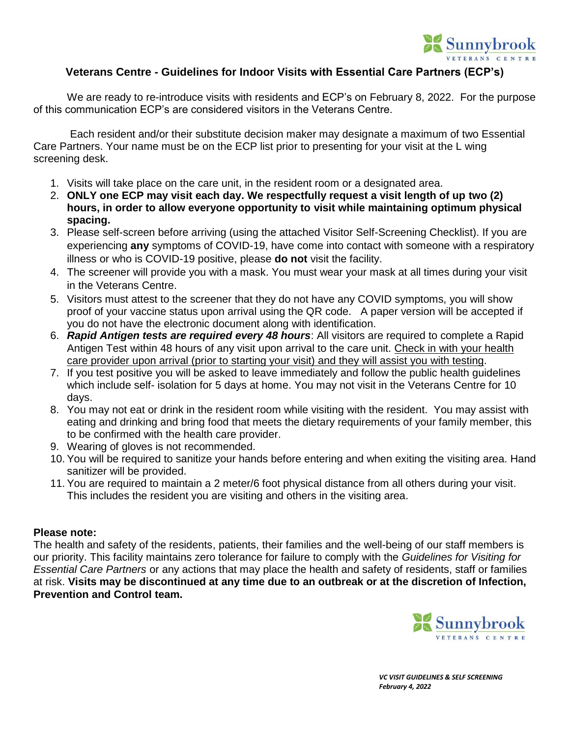## Veterans Centre - Guidelines for Indoor Visits with Essential Care Partners (ECP's)

We are ready to re-introduce visits with residents and ECP's on February 8, 2022. For the purpose of this communication ECP's are considered visitors in the Veterans Centre.

Each resident and/or their substitute decision maker may designate a maximum of two Essential Care Partners. Your name must be on the ECP list prior to presenting for your visit at the L wing screening desk.

1. Visits will take place on the care unit, in the resident room or a designated area.
2. **ONLY one ECP may visit each day. We respectfully request a visit length of up two (2) hours, in order to allow everyone opportunity to visit while maintaining optimum physical spacing.**
3. Please self-screen before arriving (using the attached Visitor Self-Screening Checklist). If you are experiencing **any** symptoms of COVID-19, have come into contact with someone with a respiratory illness or who is COVID-19 positive, please **do not** visit the facility.
4. The screener will provide you with a mask. You must wear your mask at all times during your visit in the Veterans Centre.
5. Visitors must attest to the screener that they do not have any COVID symptoms, you will show proof of your vaccine status upon arrival using the QR code. A paper version will be accepted if you do not have the electronic document along with identification.
6. ***Rapid Antigen tests are required every 48 hours***: All visitors are required to complete a Rapid Antigen Test within 48 hours of any visit upon arrival to the care unit. <u>Check in with your health care provider upon arrival (prior to starting your visit) and they will assist you with testing</u>.
7. If you test positive you will be asked to leave immediately and follow the public health guidelines which include self- isolation for 5 days at home. You may not visit in the Veterans Centre for 10 days.
8. You may not eat or drink in the resident room while visiting with the resident. You may assist with eating and drinking and bring food that meets the dietary requirements of your family member, this to be confirmed with the health care provider.
9. Wearing of gloves is not recommended.
10. You will be required to sanitize your hands before entering and when exiting the visiting area. Hand sanitizer will be provided.
11. You are required to maintain a 2 meter/6 foot physical distance from all others during your visit. This includes the resident you are visiting and others in the visiting area.

**Please note:**

The health and safety of the residents, patients, their families and the well-being of our staff members is our priority. This facility maintains zero tolerance for failure to comply with the *Guidelines for Visiting for Essential Care Partners* or any actions that may place the health and safety of residents, staff or families at risk. **Visits may be discontinued at any time due to an outbreak or at the discretion of Infection, Prevention and Control team.**

*VC VISIT GUIDELINES & SELF SCREENING*
*February 4, 2022*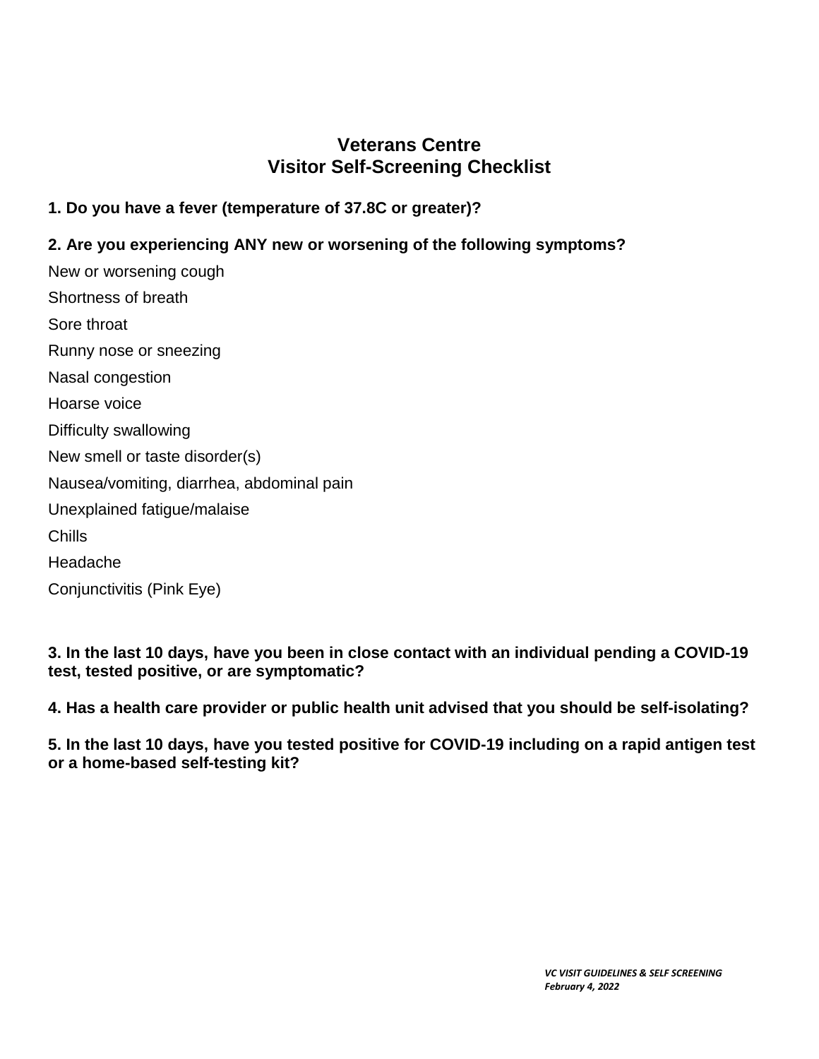# Veterans Centre
# Visitor Self-Screening Checklist

**1. Do you have a fever (temperature of 37.8C or greater)?**

**2. Are you experiencing ANY new or worsening of the following symptoms?**

New or worsening cough

Shortness of breath

Sore throat

Runny nose or sneezing

Nasal congestion

Hoarse voice

Difficulty swallowing

New smell or taste disorder(s)

Nausea/vomiting, diarrhea, abdominal pain

Unexplained fatigue/malaise

Chills

Headache

Conjunctivitis (Pink Eye)

**3. In the last 10 days, have you been in close contact with an individual pending a COVID-19 test, tested positive, or are symptomatic?**

**4. Has a health care provider or public health unit advised that you should be self-isolating?**

**5. In the last 10 days, have you tested positive for COVID-19 including on a rapid antigen test or a home-based self-testing kit?**